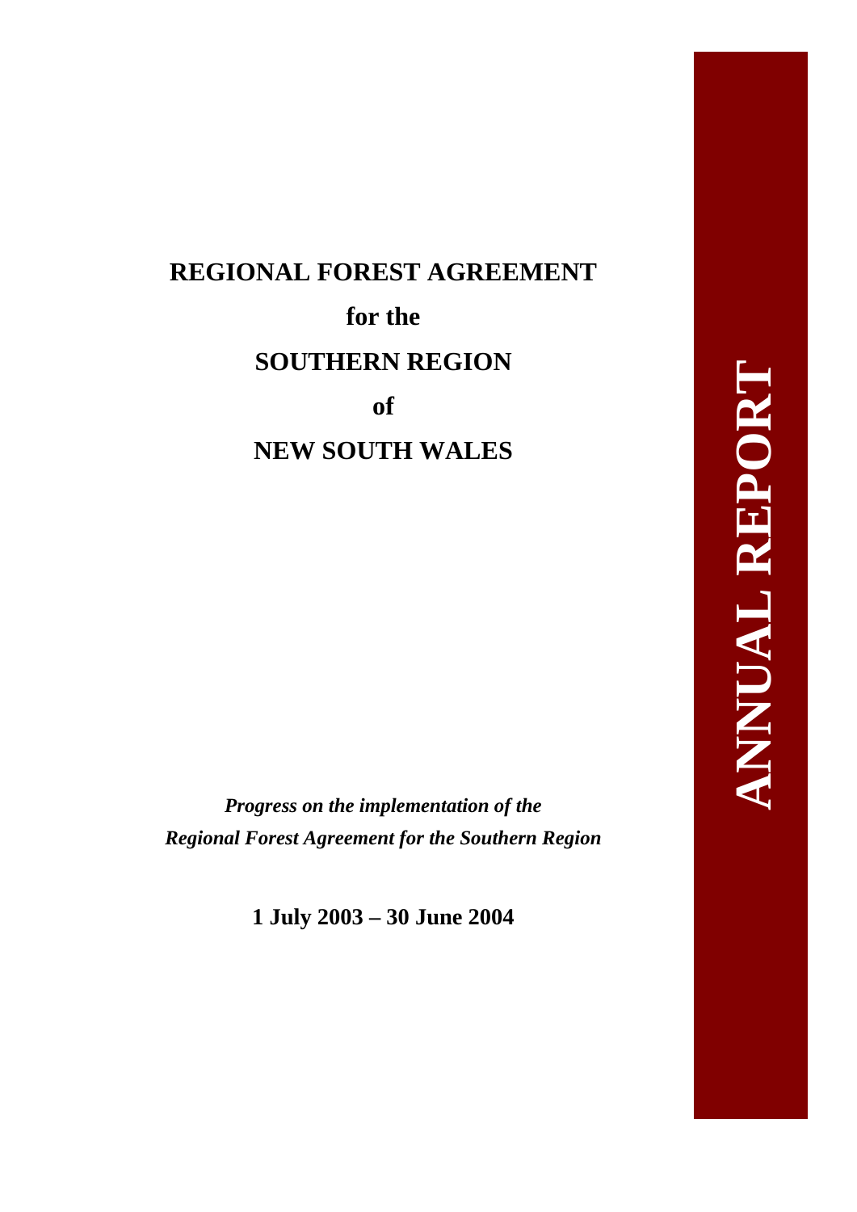# REGIONAL FOREST AGREEMENT

# for the

# SOUTHERN REGION

# of

# NEW SOUTH WALES

**ANNUAL REPORT**

***Progress on the implementation of the Regional Forest Agreement for the Southern Region***

**1 July 2003 – 30 June 2004**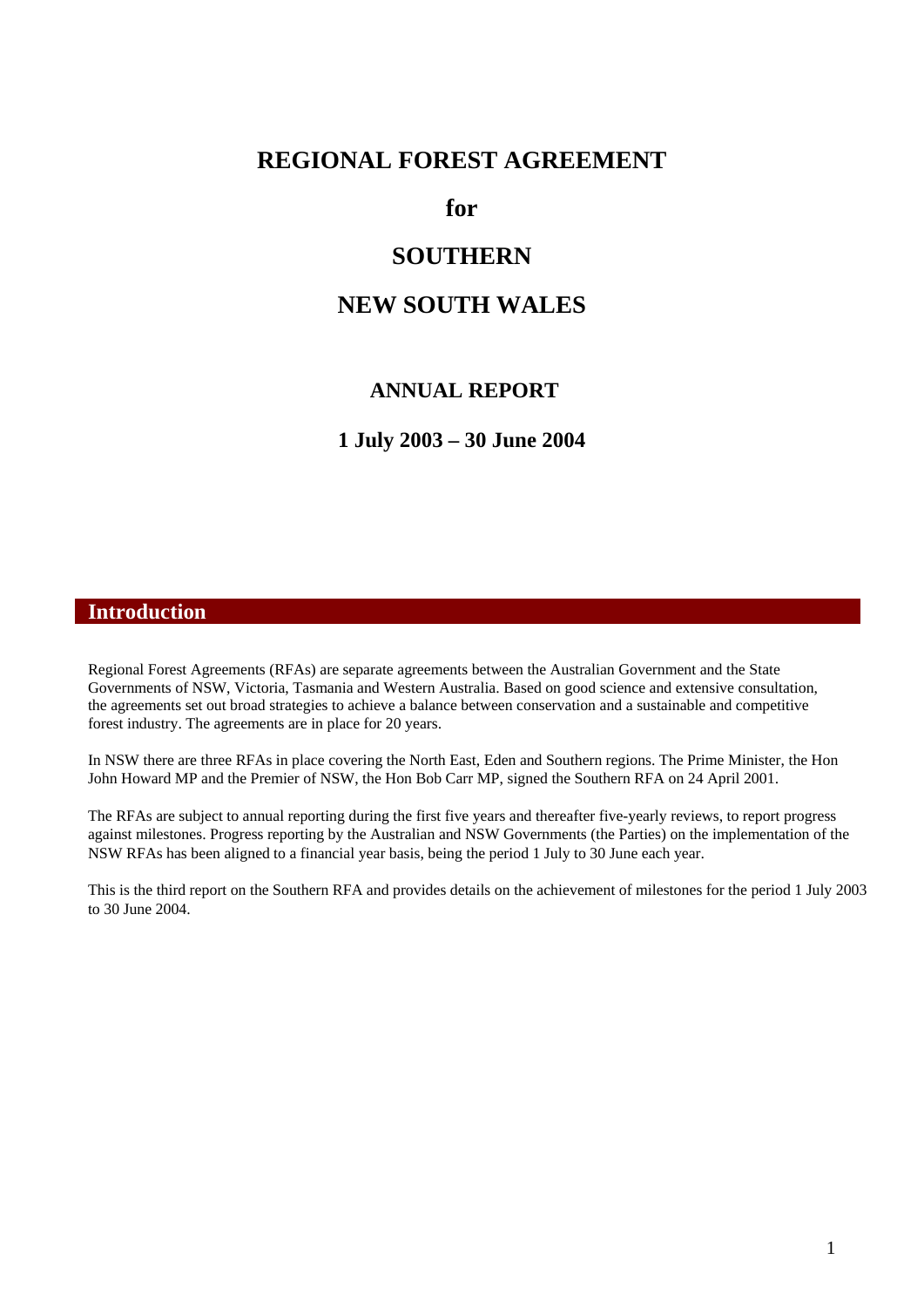# REGIONAL FOREST AGREEMENT

# for

# SOUTHERN

# NEW SOUTH WALES

## ANNUAL REPORT

## 1 July 2003 – 30 June 2004

## Introduction

Regional Forest Agreements (RFAs) are separate agreements between the Australian Government and the State Governments of NSW, Victoria, Tasmania and Western Australia. Based on good science and extensive consultation, the agreements set out broad strategies to achieve a balance between conservation and a sustainable and competitive forest industry. The agreements are in place for 20 years.

In NSW there are three RFAs in place covering the North East, Eden and Southern regions. The Prime Minister, the Hon John Howard MP and the Premier of NSW, the Hon Bob Carr MP, signed the Southern RFA on 24 April 2001.

The RFAs are subject to annual reporting during the first five years and thereafter five-yearly reviews, to report progress against milestones. Progress reporting by the Australian and NSW Governments (the Parties) on the implementation of the NSW RFAs has been aligned to a financial year basis, being the period 1 July to 30 June each year.

This is the third report on the Southern RFA and provides details on the achievement of milestones for the period 1 July 2003 to 30 June 2004.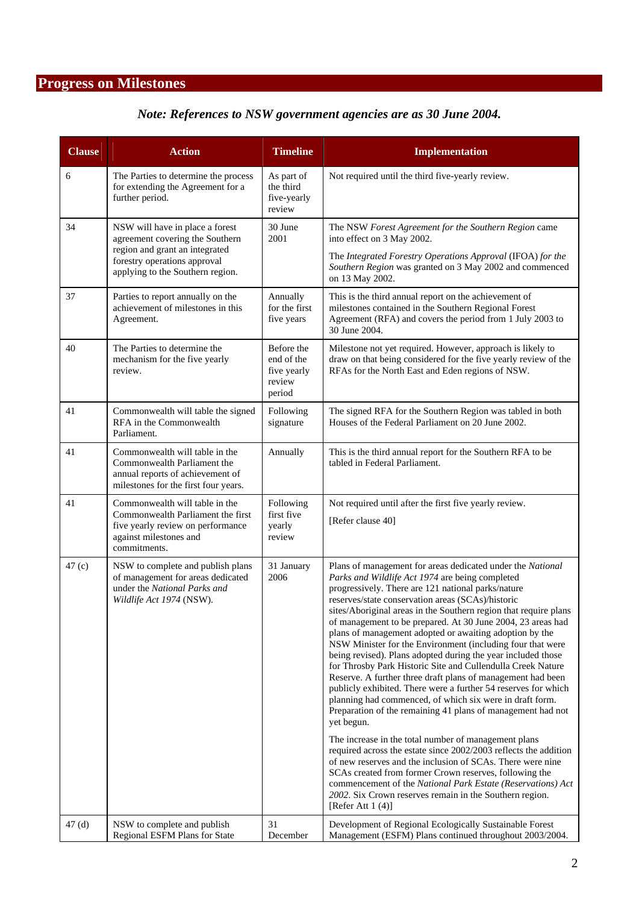## Progress on Milestones

***Note: References to NSW government agencies are as 30 June 2004.***

| Clause | Action | Timeline | Implementation |
|---|---|---|---|
| 6 | The Parties to determine the process for extending the Agreement for a further period. | As part of the third five-yearly review | Not required until the third five-yearly review. |
| 34 | NSW will have in place a forest agreement covering the Southern region and grant an integrated forestry operations approval applying to the Southern region. | 30 June 2001 | The NSW *Forest Agreement for the Southern Region* came into effect on 3 May 2002.<br><br>The *Integrated Forestry Operations Approval* (IFOA) *for the Southern Region* was granted on 3 May 2002 and commenced on 13 May 2002. |
| 37 | Parties to report annually on the achievement of milestones in this Agreement. | Annually for the first five years | This is the third annual report on the achievement of milestones contained in the Southern Regional Forest Agreement (RFA) and covers the period from 1 July 2003 to 30 June 2004. |
| 40 | The Parties to determine the mechanism for the five yearly review. | Before the end of the five yearly review period | Milestone not yet required. However, approach is likely to draw on that being considered for the five yearly review of the RFAs for the North East and Eden regions of NSW. |
| 41 | Commonwealth will table the signed RFA in the Commonwealth Parliament. | Following signature | The signed RFA for the Southern Region was tabled in both Houses of the Federal Parliament on 20 June 2002. |
| 41 | Commonwealth will table in the Commonwealth Parliament the annual reports of achievement of milestones for the first four years. | Annually | This is the third annual report for the Southern RFA to be tabled in Federal Parliament. |
| 41 | Commonwealth will table in the Commonwealth Parliament the first five yearly review on performance against milestones and commitments. | Following first five yearly review | Not required until after the first five yearly review.<br><br>[Refer clause 40] |
| 47 (c) | NSW to complete and publish plans of management for areas dedicated under the *National Parks and Wildlife Act 1974* (NSW). | 31 January 2006 | Plans of management for areas dedicated under the *National Parks and Wildlife Act 1974* are being completed progressively. There are 121 national parks/nature reserves/state conservation areas (SCAs)/historic sites/Aboriginal areas in the Southern region that require plans of management to be prepared. At 30 June 2004, 23 areas had plans of management adopted or awaiting adoption by the NSW Minister for the Environment (including four that were being revised). Plans adopted during the year included those for Throsby Park Historic Site and Cullendulla Creek Nature Reserve. A further three draft plans of management had been publicly exhibited. There were a further 54 reserves for which planning had commenced, of which six were in draft form. Preparation of the remaining 41 plans of management had not yet begun.<br><br>The increase in the total number of management plans required across the estate since 2002/2003 reflects the addition of new reserves and the inclusion of SCAs. There were nine SCAs created from former Crown reserves, following the commencement of the *National Park Estate (Reservations) Act 2002*. Six Crown reserves remain in the Southern region. [Refer Att 1 (4)] |
| 47 (d) | NSW to complete and publish Regional ESFM Plans for State | 31 December | Development of Regional Ecologically Sustainable Forest Management (ESFM) Plans continued throughout 2003/2004. |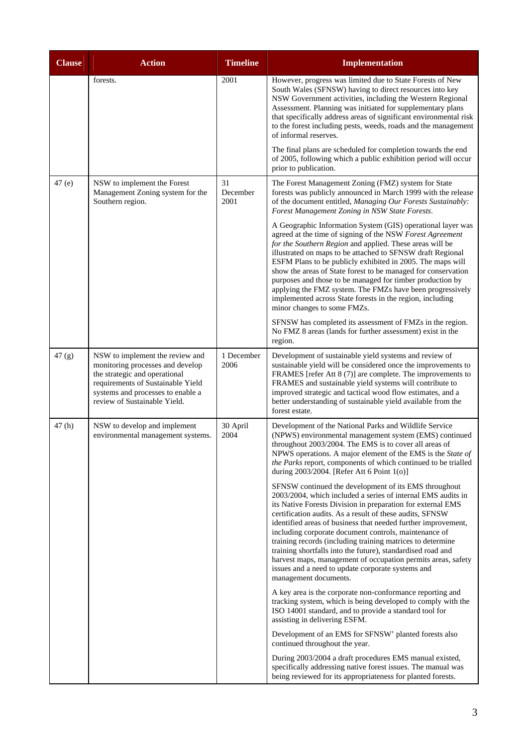| Clause | Action | Timeline | Implementation |
|---|---|---|---|
| | forests. | 2001 | However, progress was limited due to State Forests of New South Wales (SFNSW) having to direct resources into key NSW Government activities, including the Western Regional Assessment. Planning was initiated for supplementary plans that specifically address areas of significant environmental risk to the forest including pests, weeds, roads and the management of informal reserves.<br><br>The final plans are scheduled for completion towards the end of 2005, following which a public exhibition period will occur prior to publication. |
| 47 (e) | NSW to implement the Forest Management Zoning system for the Southern region. | 31 December 2001 | The Forest Management Zoning (FMZ) system for State forests was publicly announced in March 1999 with the release of the document entitled, *Managing Our Forests Sustainably: Forest Management Zoning in NSW State Forests*.<br><br>A Geographic Information System (GIS) operational layer was agreed at the time of signing of the NSW *Forest Agreement for the Southern Region* and applied. These areas will be illustrated on maps to be attached to SFNSW draft Regional ESFM Plans to be publicly exhibited in 2005. The maps will show the areas of State forest to be managed for conservation purposes and those to be managed for timber production by applying the FMZ system. The FMZs have been progressively implemented across State forests in the region, including minor changes to some FMZs.<br><br>SFNSW has completed its assessment of FMZs in the region. No FMZ 8 areas (lands for further assessment) exist in the region. |
| 47 (g) | NSW to implement the review and monitoring processes and develop the strategic and operational requirements of Sustainable Yield systems and processes to enable a review of Sustainable Yield. | 1 December 2006 | Development of sustainable yield systems and review of sustainable yield will be considered once the improvements to FRAMES [refer Att 8 (7)] are complete. The improvements to FRAMES and sustainable yield systems will contribute to improved strategic and tactical wood flow estimates, and a better understanding of sustainable yield available from the forest estate. |
| 47 (h) | NSW to develop and implement environmental management systems. | 30 April 2004 | Development of the National Parks and Wildlife Service (NPWS) environmental management system (EMS) continued throughout 2003/2004. The EMS is to cover all areas of NPWS operations. A major element of the EMS is the *State of the Parks* report, components of which continued to be trialled during 2003/2004. [Refer Att 6 Point 1(o)]<br><br>SFNSW continued the development of its EMS throughout 2003/2004, which included a series of internal EMS audits in its Native Forests Division in preparation for external EMS certification audits. As a result of these audits, SFNSW identified areas of business that needed further improvement, including corporate document controls, maintenance of training records (including training matrices to determine training shortfalls into the future), standardised road and harvest maps, management of occupation permits areas, safety issues and a need to update corporate systems and management documents.<br><br>A key area is the corporate non-conformance reporting and tracking system, which is being developed to comply with the ISO 14001 standard, and to provide a standard tool for assisting in delivering ESFM.<br><br>Development of an EMS for SFNSW' planted forests also continued throughout the year.<br><br>During 2003/2004 a draft procedures EMS manual existed, specifically addressing native forest issues. The manual was being reviewed for its appropriateness for planted forests. |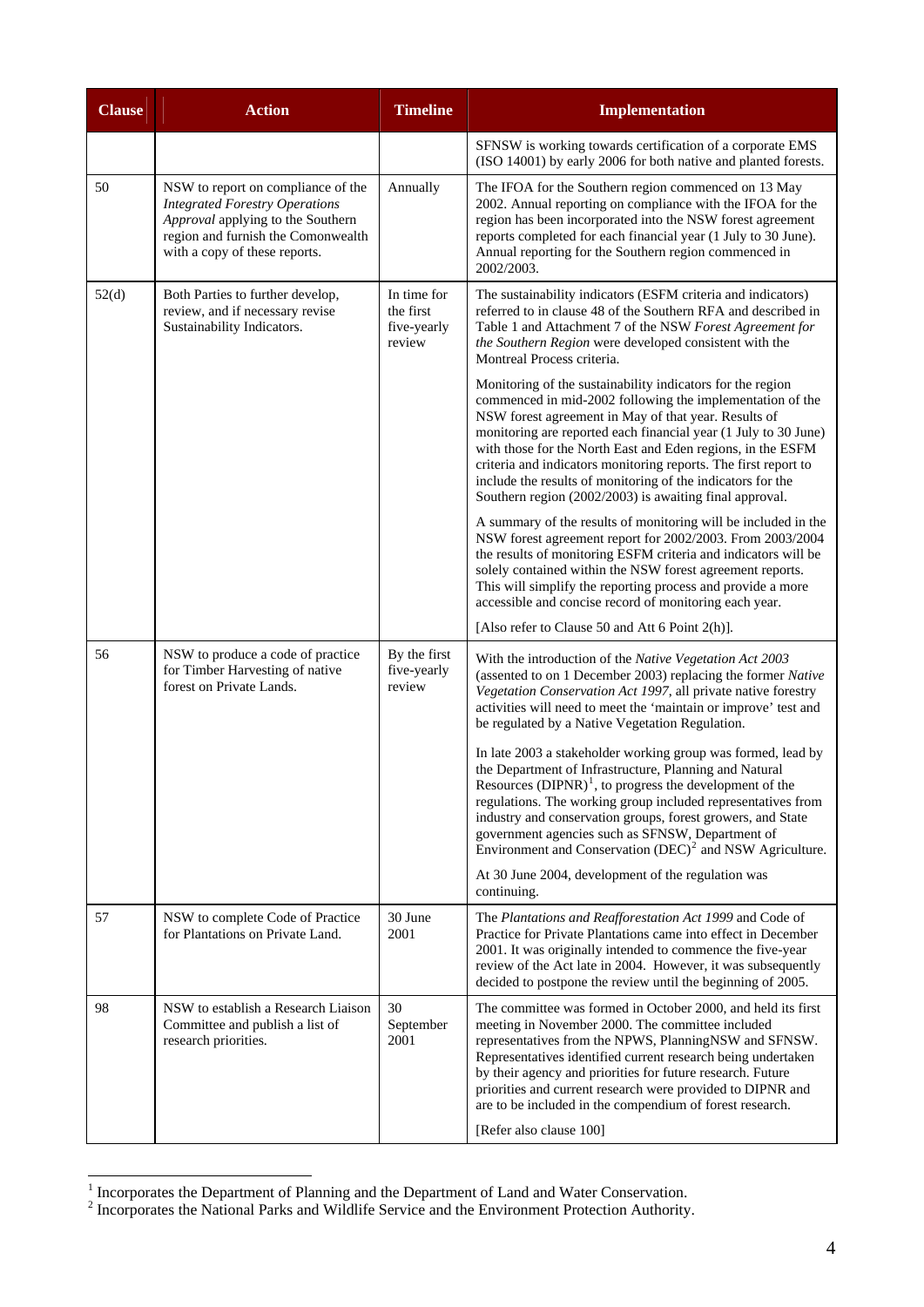| Clause | Action | Timeline | Implementation |
|---|---|---|---|
| | | | SFNSW is working towards certification of a corporate EMS (ISO 14001) by early 2006 for both native and planted forests. |
| 50 | NSW to report on compliance of the *Integrated Forestry Operations Approval* applying to the Southern region and furnish the Comonwealth with a copy of these reports. | Annually | The IFOA for the Southern region commenced on 13 May 2002. Annual reporting on compliance with the IFOA for the region has been incorporated into the NSW forest agreement reports completed for each financial year (1 July to 30 June). Annual reporting for the Southern region commenced in 2002/2003. |
| 52(d) | Both Parties to further develop, review, and if necessary revise Sustainability Indicators. | In time for the first five-yearly review | The sustainability indicators (ESFM criteria and indicators) referred to in clause 48 of the Southern RFA and described in Table 1 and Attachment 7 of the NSW *Forest Agreement for the Southern Region* were developed consistent with the Montreal Process criteria.<br><br>Monitoring of the sustainability indicators for the region commenced in mid-2002 following the implementation of the NSW forest agreement in May of that year. Results of monitoring are reported each financial year (1 July to 30 June) with those for the North East and Eden regions, in the ESFM criteria and indicators monitoring reports. The first report to include the results of monitoring of the indicators for the Southern region (2002/2003) is awaiting final approval.<br><br>A summary of the results of monitoring will be included in the NSW forest agreement report for 2002/2003. From 2003/2004 the results of monitoring ESFM criteria and indicators will be solely contained within the NSW forest agreement reports. This will simplify the reporting process and provide a more accessible and concise record of monitoring each year.<br><br>[Also refer to Clause 50 and Att 6 Point 2(h)]. |
| 56 | NSW to produce a code of practice for Timber Harvesting of native forest on Private Lands. | By the first five-yearly review | With the introduction of the *Native Vegetation Act 2003* (assented to on 1 December 2003) replacing the former *Native Vegetation Conservation Act 1997*, all private native forestry activities will need to meet the 'maintain or improve' test and be regulated by a Native Vegetation Regulation.<br><br>In late 2003 a stakeholder working group was formed, lead by the Department of Infrastructure, Planning and Natural Resources (DIPNR)[1], to progress the development of the regulations. The working group included representatives from industry and conservation groups, forest growers, and State government agencies such as SFNSW, Department of Environment and Conservation (DEC)[2] and NSW Agriculture.<br><br>At 30 June 2004, development of the regulation was continuing. |
| 57 | NSW to complete Code of Practice for Plantations on Private Land. | 30 June 2001 | The *Plantations and Reafforestation Act 1999* and Code of Practice for Private Plantations came into effect in December 2001. It was originally intended to commence the five-year review of the Act late in 2004. However, it was subsequently decided to postpone the review until the beginning of 2005. |
| 98 | NSW to establish a Research Liaison Committee and publish a list of research priorities. | 30 September 2001 | The committee was formed in October 2000, and held its first meeting in November 2000. The committee included representatives from the NPWS, PlanningNSW and SFNSW. Representatives identified current research being undertaken by their agency and priorities for future research. Future priorities and current research were provided to DIPNR and are to be included in the compendium of forest research.<br><br>[Refer also clause 100] |

[1] Incorporates the Department of Planning and the Department of Land and Water Conservation.

[2] Incorporates the National Parks and Wildlife Service and the Environment Protection Authority.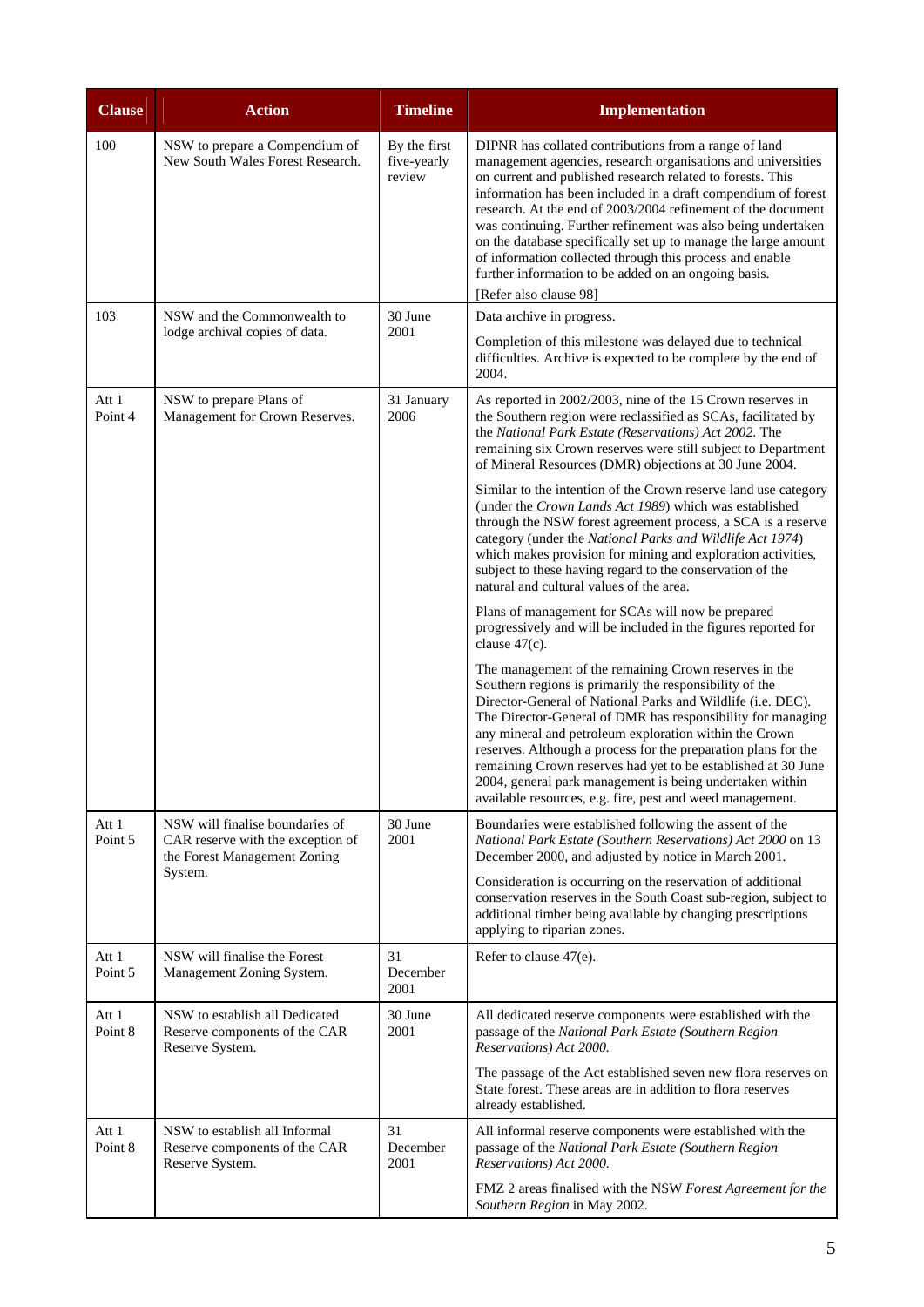| Clause | Action | Timeline | Implementation |
|---|---|---|---|
| 100 | NSW to prepare a Compendium of New South Wales Forest Research. | By the first five-yearly review | DIPNR has collated contributions from a range of land management agencies, research organisations and universities on current and published research related to forests. This information has been included in a draft compendium of forest research. At the end of 2003/2004 refinement of the document was continuing. Further refinement was also being undertaken on the database specifically set up to manage the large amount of information collected through this process and enable further information to be added on an ongoing basis.<br><br>[Refer also clause 98] |
| 103 | NSW and the Commonwealth to lodge archival copies of data. | 30 June 2001 | Data archive in progress.<br><br>Completion of this milestone was delayed due to technical difficulties. Archive is expected to be complete by the end of 2004. |
| Att 1 Point 4 | NSW to prepare Plans of Management for Crown Reserves. | 31 January 2006 | As reported in 2002/2003, nine of the 15 Crown reserves in the Southern region were reclassified as SCAs, facilitated by the *National Park Estate (Reservations) Act 2002.* The remaining six Crown reserves were still subject to Department of Mineral Resources (DMR) objections at 30 June 2004.<br><br>Similar to the intention of the Crown reserve land use category (under the *Crown Lands Act 1989*) which was established through the NSW forest agreement process, a SCA is a reserve category (under the *National Parks and Wildlife Act 1974*) which makes provision for mining and exploration activities, subject to these having regard to the conservation of the natural and cultural values of the area.<br><br>Plans of management for SCAs will now be prepared progressively and will be included in the figures reported for clause 47(c).<br><br>The management of the remaining Crown reserves in the Southern regions is primarily the responsibility of the Director-General of National Parks and Wildlife (i.e. DEC). The Director-General of DMR has responsibility for managing any mineral and petroleum exploration within the Crown reserves. Although a process for the preparation plans for the remaining Crown reserves had yet to be established at 30 June 2004, general park management is being undertaken within available resources, e.g. fire, pest and weed management. |
| Att 1 Point 5 | NSW will finalise boundaries of CAR reserve with the exception of the Forest Management Zoning System. | 30 June 2001 | Boundaries were established following the assent of the *National Park Estate (Southern Reservations) Act 2000* on 13 December 2000, and adjusted by notice in March 2001.<br><br>Consideration is occurring on the reservation of additional conservation reserves in the South Coast sub-region, subject to additional timber being available by changing prescriptions applying to riparian zones. |
| Att 1 Point 5 | NSW will finalise the Forest Management Zoning System. | 31 December 2001 | Refer to clause 47(e). |
| Att 1 Point 8 | NSW to establish all Dedicated Reserve components of the CAR Reserve System. | 30 June 2001 | All dedicated reserve components were established with the passage of the *National Park Estate (Southern Region Reservations) Act 2000.*<br><br>The passage of the Act established seven new flora reserves on State forest. These areas are in addition to flora reserves already established. |
| Att 1 Point 8 | NSW to establish all Informal Reserve components of the CAR Reserve System. | 31 December 2001 | All informal reserve components were established with the passage of the *National Park Estate (Southern Region Reservations) Act 2000.*<br><br>FMZ 2 areas finalised with the NSW *Forest Agreement for the Southern Region* in May 2002. |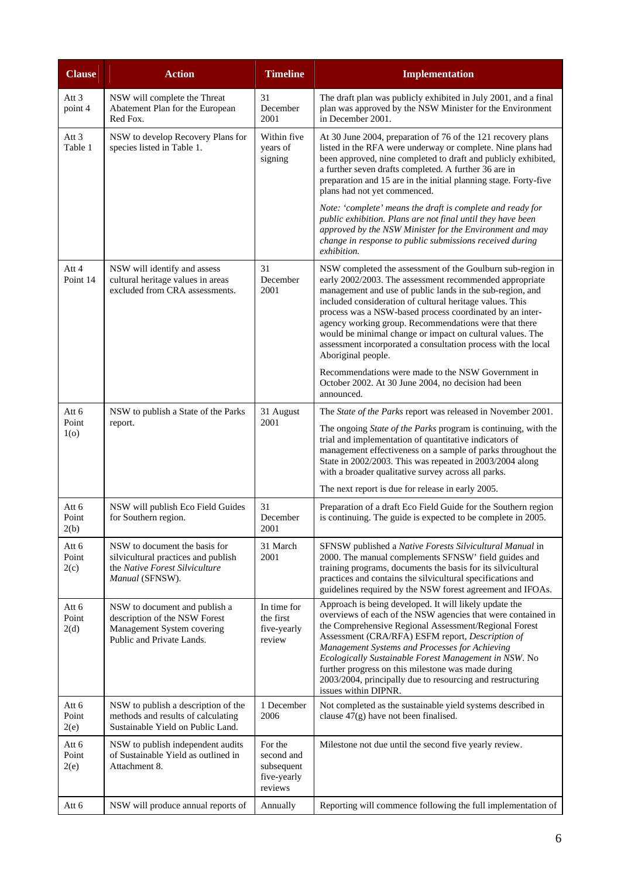| Clause | Action | Timeline | Implementation |
|---|---|---|---|
| Att 3 point 4 | NSW will complete the Threat Abatement Plan for the European Red Fox. | 31 December 2001 | The draft plan was publicly exhibited in July 2001, and a final plan was approved by the NSW Minister for the Environment in December 2001. |
| Att 3 Table 1 | NSW to develop Recovery Plans for species listed in Table 1. | Within five years of signing | At 30 June 2004, preparation of 76 of the 121 recovery plans listed in the RFA were underway or complete. Nine plans had been approved, nine completed to draft and publicly exhibited, a further seven drafts completed. A further 36 are in preparation and 15 are in the initial planning stage. Forty-five plans had not yet commenced.<br><br>*Note: 'complete' means the draft is complete and ready for public exhibition. Plans are not final until they have been approved by the NSW Minister for the Environment and may change in response to public submissions received during exhibition.* |
| Att 4 Point 14 | NSW will identify and assess cultural heritage values in areas excluded from CRA assessments. | 31 December 2001 | NSW completed the assessment of the Goulburn sub-region in early 2002/2003. The assessment recommended appropriate management and use of public lands in the sub-region, and included consideration of cultural heritage values. This process was a NSW-based process coordinated by an inter-agency working group. Recommendations were that there would be minimal change or impact on cultural values. The assessment incorporated a consultation process with the local Aboriginal people.<br><br>Recommendations were made to the NSW Government in October 2002. At 30 June 2004, no decision had been announced. |
| Att 6 Point 1(o) | NSW to publish a State of the Parks report. | 31 August 2001 | The *State of the Parks* report was released in November 2001.<br><br>The ongoing *State of the Parks* program is continuing, with the trial and implementation of quantitative indicators of management effectiveness on a sample of parks throughout the State in 2002/2003. This was repeated in 2003/2004 along with a broader qualitative survey across all parks.<br><br>The next report is due for release in early 2005. |
| Att 6 Point 2(b) | NSW will publish Eco Field Guides for Southern region. | 31 December 2001 | Preparation of a draft Eco Field Guide for the Southern region is continuing. The guide is expected to be complete in 2005. |
| Att 6 Point 2(c) | NSW to document the basis for silvicultural practices and publish the *Native Forest Silviculture Manual* (SFNSW). | 31 March 2001 | SFNSW published a *Native Forests Silvicultural Manual* in 2000. The manual complements SFNSW' field guides and training programs, documents the basis for its silvicultural practices and contains the silvicultural specifications and guidelines required by the NSW forest agreement and IFOAs. |
| Att 6 Point 2(d) | NSW to document and publish a description of the NSW Forest Management System covering Public and Private Lands. | In time for the first five-yearly review | Approach is being developed. It will likely update the overviews of each of the NSW agencies that were contained in the Comprehensive Regional Assessment/Regional Forest Assessment (CRA/RFA) ESFM report, *Description of Management Systems and Processes for Achieving Ecologically Sustainable Forest Management in NSW*. No further progress on this milestone was made during 2003/2004, principally due to resourcing and restructuring issues within DIPNR. |
| Att 6 Point 2(e) | NSW to publish a description of the methods and results of calculating Sustainable Yield on Public Land. | 1 December 2006 | Not completed as the sustainable yield systems described in clause 47(g) have not been finalised. |
| Att 6 Point 2(e) | NSW to publish independent audits of Sustainable Yield as outlined in Attachment 8. | For the second and subsequent five-yearly reviews | Milestone not due until the second five yearly review. |
| Att 6 | NSW will produce annual reports of | Annually | Reporting will commence following the full implementation of |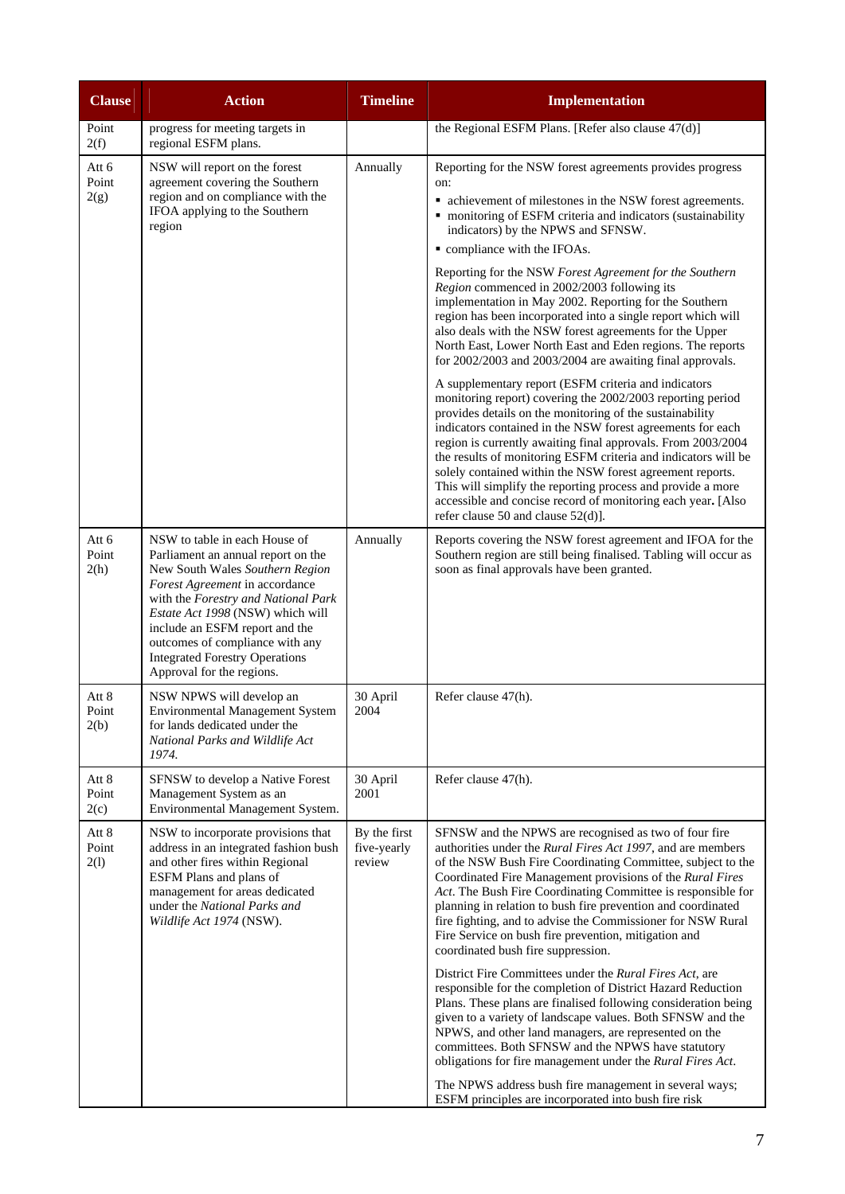| Clause | Action | Timeline | Implementation |
| --- | --- | --- | --- |
| Point 2(f) | progress for meeting targets in regional ESFM plans. | | the Regional ESFM Plans. [Refer also clause 47(d)] |
| Att 6 Point 2(g) | NSW will report on the forest agreement covering the Southern region and on compliance with the IFOA applying to the Southern region | Annually | Reporting for the NSW forest agreements provides progress on:<br>▪ achievement of milestones in the NSW forest agreements.<br>▪ monitoring of ESFM criteria and indicators (sustainability indicators) by the NPWS and SFNSW.<br>▪ compliance with the IFOAs.<br><br>Reporting for the NSW *Forest Agreement for the Southern Region* commenced in 2002/2003 following its implementation in May 2002. Reporting for the Southern region has been incorporated into a single report which will also deals with the NSW forest agreements for the Upper North East, Lower North East and Eden regions. The reports for 2002/2003 and 2003/2004 are awaiting final approvals.<br><br>A supplementary report (ESFM criteria and indicators monitoring report) covering the 2002/2003 reporting period provides details on the monitoring of the sustainability indicators contained in the NSW forest agreements for each region is currently awaiting final approvals. From 2003/2004 the results of monitoring ESFM criteria and indicators will be solely contained within the NSW forest agreement reports. This will simplify the reporting process and provide a more accessible and concise record of monitoring each year**.** [Also refer clause 50 and clause 52(d)]. |
| Att 6 Point 2(h) | NSW to table in each House of Parliament an annual report on the New South Wales *Southern Region Forest Agreement* in accordance with the *Forestry and National Park Estate Act 1998* (NSW) which will include an ESFM report and the outcomes of compliance with any Integrated Forestry Operations Approval for the regions. | Annually | Reports covering the NSW forest agreement and IFOA for the Southern region are still being finalised. Tabling will occur as soon as final approvals have been granted. |
| Att 8 Point 2(b) | NSW NPWS will develop an Environmental Management System for lands dedicated under the *National Parks and Wildlife Act 1974.* | 30 April 2004 | Refer clause 47(h). |
| Att 8 Point 2(c) | SFNSW to develop a Native Forest Management System as an Environmental Management System. | 30 April 2001 | Refer clause 47(h). |
| Att 8 Point 2(l) | NSW to incorporate provisions that address in an integrated fashion bush and other fires within Regional ESFM Plans and plans of management for areas dedicated under the *National Parks and Wildlife Act 1974* (NSW). | By the first five-yearly review | SFNSW and the NPWS are recognised as two of four fire authorities under the *Rural Fires Act 1997*, and are members of the NSW Bush Fire Coordinating Committee, subject to the Coordinated Fire Management provisions of the *Rural Fires Act*. The Bush Fire Coordinating Committee is responsible for planning in relation to bush fire prevention and coordinated fire fighting, and to advise the Commissioner for NSW Rural Fire Service on bush fire prevention, mitigation and coordinated bush fire suppression.<br><br>District Fire Committees under the *Rural Fires Act*, are responsible for the completion of District Hazard Reduction Plans. These plans are finalised following consideration being given to a variety of landscape values. Both SFNSW and the NPWS, and other land managers, are represented on the committees. Both SFNSW and the NPWS have statutory obligations for fire management under the *Rural Fires Act*.<br><br>The NPWS address bush fire management in several ways; ESFM principles are incorporated into bush fire risk |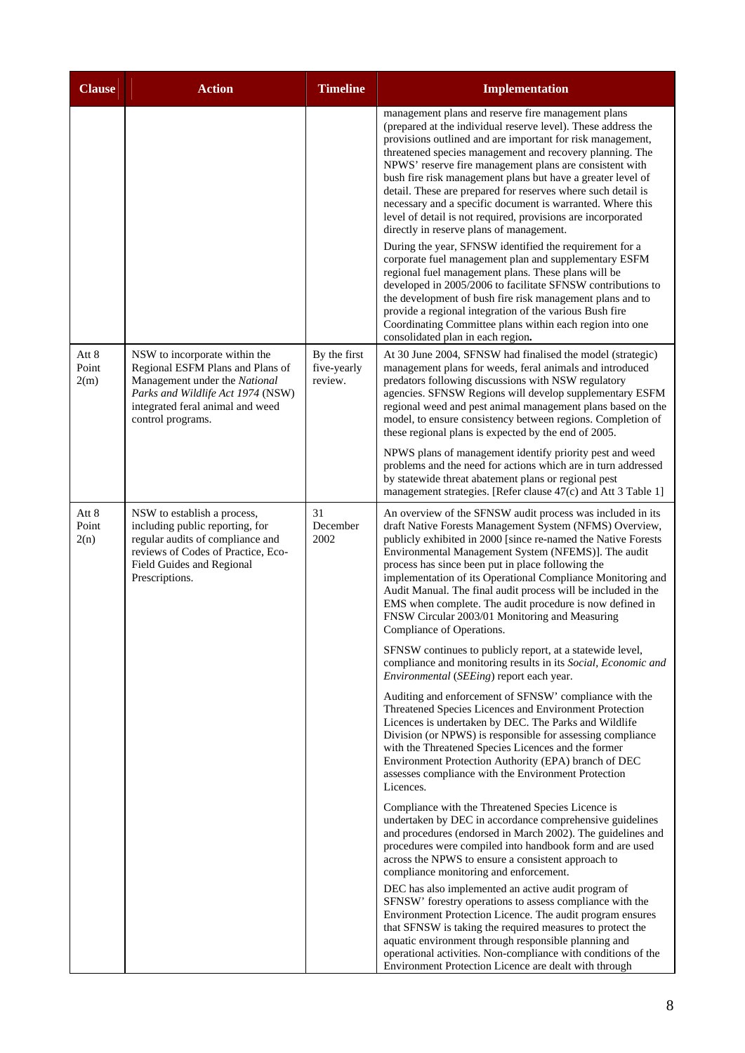| Clause | Action | Timeline | Implementation |
|---|---|---|---|
| | | | management plans and reserve fire management plans (prepared at the individual reserve level). These address the provisions outlined and are important for risk management, threatened species management and recovery planning. The NPWS' reserve fire management plans are consistent with bush fire risk management plans but have a greater level of detail. These are prepared for reserves where such detail is necessary and a specific document is warranted. Where this level of detail is not required, provisions are incorporated directly in reserve plans of management.<br><br>During the year, SFNSW identified the requirement for a corporate fuel management plan and supplementary ESFM regional fuel management plans. These plans will be developed in 2005/2006 to facilitate SFNSW contributions to the development of bush fire risk management plans and to provide a regional integration of the various Bush fire Coordinating Committee plans within each region into one consolidated plan in each region**.** |
| Att 8 Point 2(m) | NSW to incorporate within the Regional ESFM Plans and Plans of Management under the *National Parks and Wildlife Act 1974* (NSW) integrated feral animal and weed control programs. | By the first five-yearly review. | At 30 June 2004, SFNSW had finalised the model (strategic) management plans for weeds, feral animals and introduced predators following discussions with NSW regulatory agencies. SFNSW Regions will develop supplementary ESFM regional weed and pest animal management plans based on the model, to ensure consistency between regions. Completion of these regional plans is expected by the end of 2005.<br><br>NPWS plans of management identify priority pest and weed problems and the need for actions which are in turn addressed by statewide threat abatement plans or regional pest management strategies. [Refer clause 47(c) and Att 3 Table 1] |
| Att 8 Point 2(n) | NSW to establish a process, including public reporting, for regular audits of compliance and reviews of Codes of Practice, Eco-Field Guides and Regional Prescriptions. | 31 December 2002 | An overview of the SFNSW audit process was included in its draft Native Forests Management System (NFMS) Overview, publicly exhibited in 2000 [since re-named the Native Forests Environmental Management System (NFEMS)]. The audit process has since been put in place following the implementation of its Operational Compliance Monitoring and Audit Manual. The final audit process will be included in the EMS when complete. The audit procedure is now defined in FNSW Circular 2003/01 Monitoring and Measuring Compliance of Operations.<br><br>SFNSW continues to publicly report, at a statewide level, compliance and monitoring results in its *Social, Economic and Environmental* (*SEEing*) report each year.<br><br>Auditing and enforcement of SFNSW' compliance with the Threatened Species Licences and Environment Protection Licences is undertaken by DEC. The Parks and Wildlife Division (or NPWS) is responsible for assessing compliance with the Threatened Species Licences and the former Environment Protection Authority (EPA) branch of DEC assesses compliance with the Environment Protection Licences.<br><br>Compliance with the Threatened Species Licence is undertaken by DEC in accordance comprehensive guidelines and procedures (endorsed in March 2002). The guidelines and procedures were compiled into handbook form and are used across the NPWS to ensure a consistent approach to compliance monitoring and enforcement.<br><br>DEC has also implemented an active audit program of SFNSW' forestry operations to assess compliance with the Environment Protection Licence. The audit program ensures that SFNSW is taking the required measures to protect the aquatic environment through responsible planning and operational activities. Non-compliance with conditions of the Environment Protection Licence are dealt with through |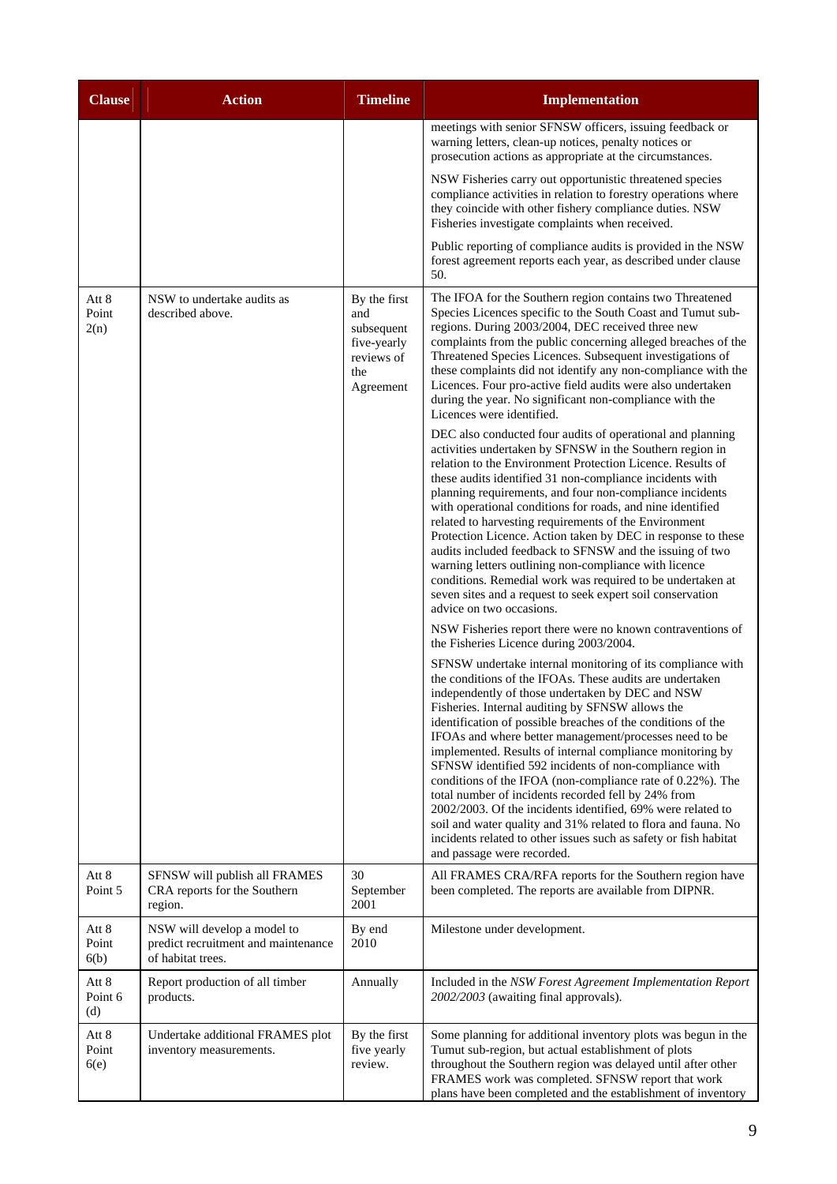| Clause | Action | Timeline | Implementation |
|---|---|---|---|
| | | | meetings with senior SFNSW officers, issuing feedback or warning letters, clean-up notices, penalty notices or prosecution actions as appropriate at the circumstances.<br><br>NSW Fisheries carry out opportunistic threatened species compliance activities in relation to forestry operations where they coincide with other fishery compliance duties. NSW Fisheries investigate complaints when received.<br><br>Public reporting of compliance audits is provided in the NSW forest agreement reports each year, as described under clause 50. |
| Att 8 Point 2(n) | NSW to undertake audits as described above. | By the first and subsequent five-yearly reviews of the Agreement | The IFOA for the Southern region contains two Threatened Species Licences specific to the South Coast and Tumut sub-regions. During 2003/2004, DEC received three new complaints from the public concerning alleged breaches of the Threatened Species Licences. Subsequent investigations of these complaints did not identify any non-compliance with the Licences. Four pro-active field audits were also undertaken during the year. No significant non-compliance with the Licences were identified.<br><br>DEC also conducted four audits of operational and planning activities undertaken by SFNSW in the Southern region in relation to the Environment Protection Licence. Results of these audits identified 31 non-compliance incidents with planning requirements, and four non-compliance incidents with operational conditions for roads, and nine identified related to harvesting requirements of the Environment Protection Licence. Action taken by DEC in response to these audits included feedback to SFNSW and the issuing of two warning letters outlining non-compliance with licence conditions. Remedial work was required to be undertaken at seven sites and a request to seek expert soil conservation advice on two occasions.<br><br>NSW Fisheries report there were no known contraventions of the Fisheries Licence during 2003/2004.<br><br>SFNSW undertake internal monitoring of its compliance with the conditions of the IFOAs. These audits are undertaken independently of those undertaken by DEC and NSW Fisheries. Internal auditing by SFNSW allows the identification of possible breaches of the conditions of the IFOAs and where better management/processes need to be implemented. Results of internal compliance monitoring by SFNSW identified 592 incidents of non-compliance with conditions of the IFOA (non-compliance rate of 0.22%). The total number of incidents recorded fell by 24% from 2002/2003. Of the incidents identified, 69% were related to soil and water quality and 31% related to flora and fauna. No incidents related to other issues such as safety or fish habitat and passage were recorded. |
| Att 8 Point 5 | SFNSW will publish all FRAMES CRA reports for the Southern region. | 30 September 2001 | All FRAMES CRA/RFA reports for the Southern region have been completed. The reports are available from DIPNR. |
| Att 8 Point 6(b) | NSW will develop a model to predict recruitment and maintenance of habitat trees. | By end 2010 | Milestone under development. |
| Att 8 Point 6 (d) | Report production of all timber products. | Annually | Included in the *NSW Forest Agreement Implementation Report 2002/2003* (awaiting final approvals). |
| Att 8 Point 6(e) | Undertake additional FRAMES plot inventory measurements. | By the first five yearly review. | Some planning for additional inventory plots was begun in the Tumut sub-region, but actual establishment of plots throughout the Southern region was delayed until after other FRAMES work was completed. SFNSW report that work plans have been completed and the establishment of inventory |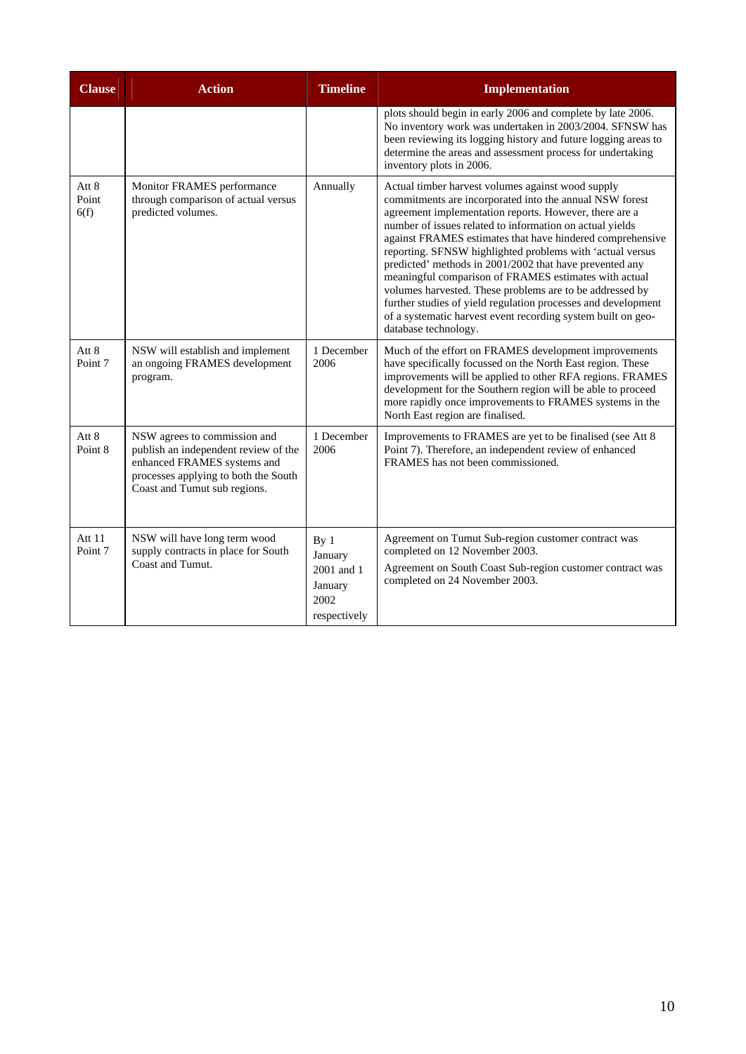| Clause | Action | Timeline | Implementation |
|---|---|---|---|
| | | | plots should begin in early 2006 and complete by late 2006. No inventory work was undertaken in 2003/2004. SFNSW has been reviewing its logging history and future logging areas to determine the areas and assessment process for undertaking inventory plots in 2006. |
| Att 8 Point 6(f) | Monitor FRAMES performance through comparison of actual versus predicted volumes. | Annually | Actual timber harvest volumes against wood supply commitments are incorporated into the annual NSW forest agreement implementation reports. However, there are a number of issues related to information on actual yields against FRAMES estimates that have hindered comprehensive reporting. SFNSW highlighted problems with 'actual versus predicted' methods in 2001/2002 that have prevented any meaningful comparison of FRAMES estimates with actual volumes harvested. These problems are to be addressed by further studies of yield regulation processes and development of a systematic harvest event recording system built on geo-database technology. |
| Att 8 Point 7 | NSW will establish and implement an ongoing FRAMES development program. | 1 December 2006 | Much of the effort on FRAMES development improvements have specifically focussed on the North East region. These improvements will be applied to other RFA regions. FRAMES development for the Southern region will be able to proceed more rapidly once improvements to FRAMES systems in the North East region are finalised. |
| Att 8 Point 8 | NSW agrees to commission and publish an independent review of the enhanced FRAMES systems and processes applying to both the South Coast and Tumut sub regions. | 1 December 2006 | Improvements to FRAMES are yet to be finalised (see Att 8 Point 7). Therefore, an independent review of enhanced FRAMES has not been commissioned. |
| Att 11 Point 7 | NSW will have long term wood supply contracts in place for South Coast and Tumut. | By 1 January 2001 and 1 January 2002 respectively | Agreement on Tumut Sub-region customer contract was completed on 12 November 2003.<br><br>Agreement on South Coast Sub-region customer contract was completed on 24 November 2003. |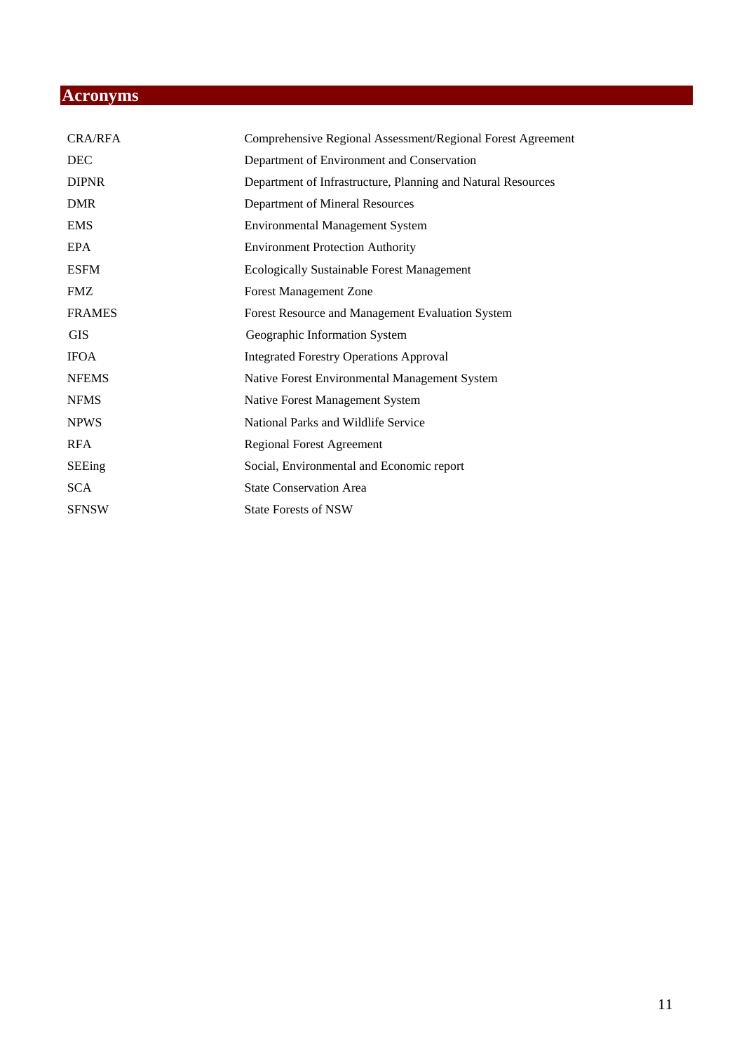## Acronyms

| | |
|---|---|
| CRA/RFA | Comprehensive Regional Assessment/Regional Forest Agreement |
| DEC | Department of Environment and Conservation |
| DIPNR | Department of Infrastructure, Planning and Natural Resources |
| DMR | Department of Mineral Resources |
| EMS | Environmental Management System |
| EPA | Environment Protection Authority |
| ESFM | Ecologically Sustainable Forest Management |
| FMZ | Forest Management Zone |
| FRAMES | Forest Resource and Management Evaluation System |
| GIS | Geographic Information System |
| IFOA | Integrated Forestry Operations Approval |
| NFEMS | Native Forest Environmental Management System |
| NFMS | Native Forest Management System |
| NPWS | National Parks and Wildlife Service |
| RFA | Regional Forest Agreement |
| SEEing | Social, Environmental and Economic report |
| SCA | State Conservation Area |
| SFNSW | State Forests of NSW |